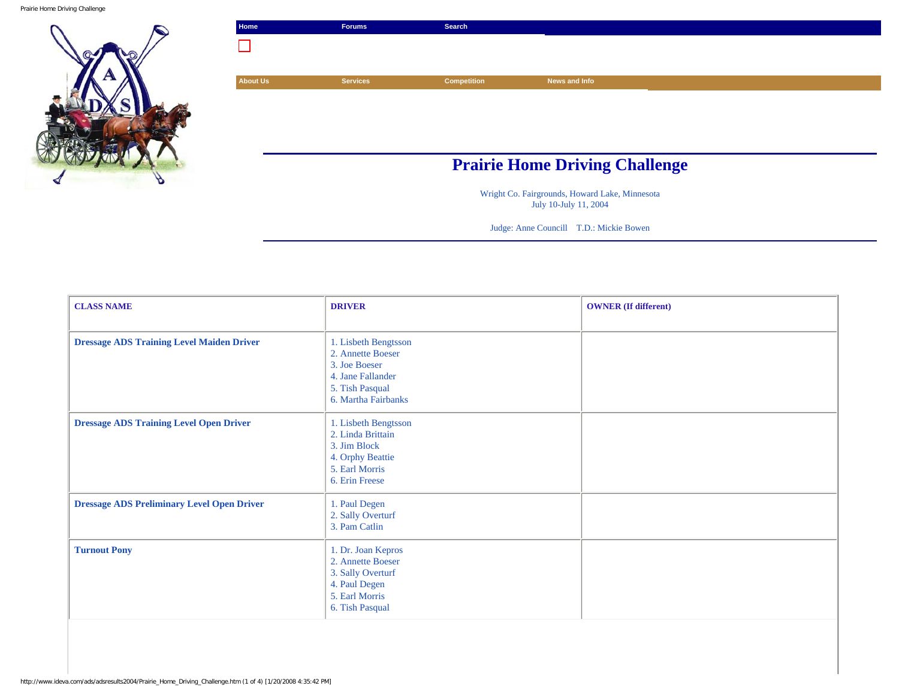Home | Forums | Search

About Us | Services | Competition | News and Info

# Prairie Home Driving Challenge

Wright Co. Fairgrounds, Howard Lake, Minnesota
July 10-July 11, 2004

Judge: Anne Councill    T.D.: Mickie Bowen

| CLASS NAME | DRIVER | OWNER (If different) |
|---|---|---|
| **Dressage ADS Training Level Maiden Driver** | 1. Lisbeth Bengtsson<br>2. Annette Boeser<br>3. Joe Boeser<br>4. Jane Fallander<br>5. Tish Pasqual<br>6. Martha Fairbanks | |
| **Dressage ADS Training Level Open Driver** | 1. Lisbeth Bengtsson<br>2. Linda Brittain<br>3. Jim Block<br>4. Orphy Beattie<br>5. Earl Morris<br>6. Erin Freese | |
| **Dressage ADS Preliminary Level Open Driver** | 1. Paul Degen<br>2. Sally Overturf<br>3. Pam Catlin | |
| **Turnout Pony** | 1. Dr. Joan Kepros<br>2. Annette Boeser<br>3. Sally Overturf<br>4. Paul Degen<br>5. Earl Morris<br>6. Tish Pasqual | |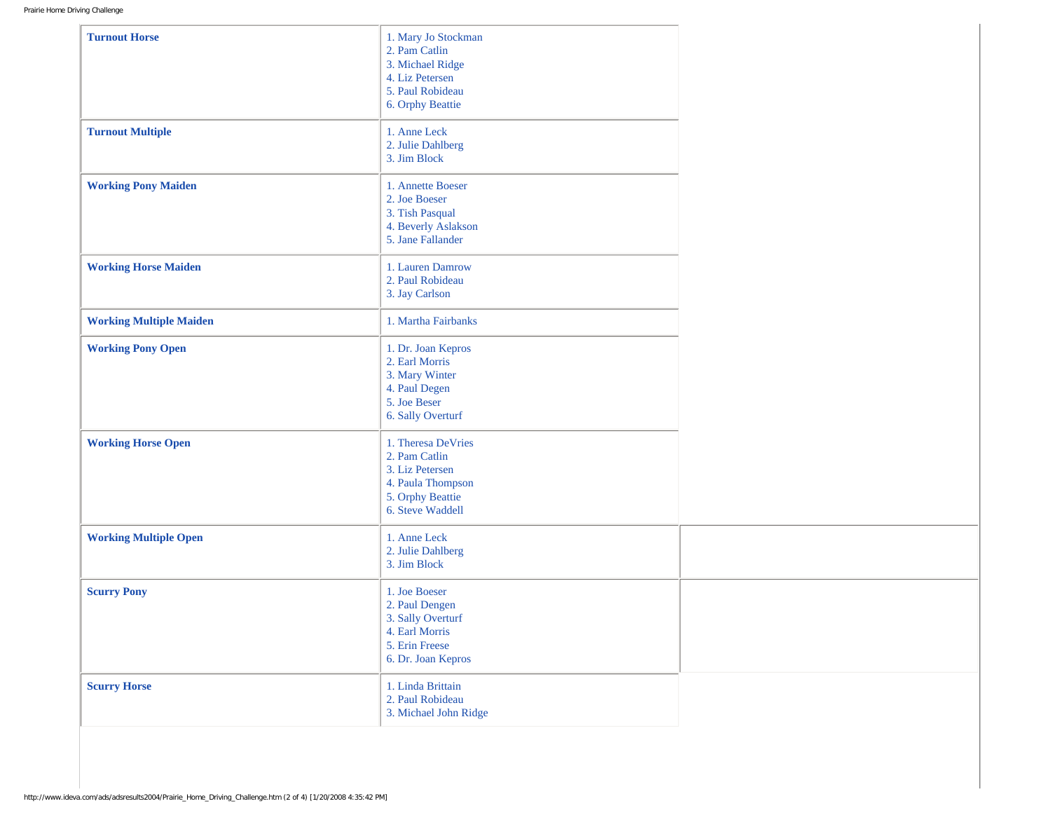| Class | Results |
| --- | --- |
| **Turnout Horse** | 1. Mary Jo Stockman<br>2. Pam Catlin<br>3. Michael Ridge<br>4. Liz Petersen<br>5. Paul Robideau<br>6. Orphy Beattie |
| **Turnout Multiple** | 1. Anne Leck<br>2. Julie Dahlberg<br>3. Jim Block |
| **Working Pony Maiden** | 1. Annette Boeser<br>2. Joe Boeser<br>3. Tish Pasqual<br>4. Beverly Aslakson<br>5. Jane Fallander |
| **Working Horse Maiden** | 1. Lauren Damrow<br>2. Paul Robideau<br>3. Jay Carlson |
| **Working Multiple Maiden** | 1. Martha Fairbanks |
| **Working Pony Open** | 1. Dr. Joan Kepros<br>2. Earl Morris<br>3. Mary Winter<br>4. Paul Degen<br>5. Joe Beser<br>6. Sally Overturf |
| **Working Horse Open** | 1. Theresa DeVries<br>2. Pam Catlin<br>3. Liz Petersen<br>4. Paula Thompson<br>5. Orphy Beattie<br>6. Steve Waddell |
| **Working Multiple Open** | 1. Anne Leck<br>2. Julie Dahlberg<br>3. Jim Block |
| **Scurry Pony** | 1. Joe Boeser<br>2. Paul Dengen<br>3. Sally Overturf<br>4. Earl Morris<br>5. Erin Freese<br>6. Dr. Joan Kepros |
| **Scurry Horse** | 1. Linda Brittain<br>2. Paul Robideau<br>3. Michael John Ridge |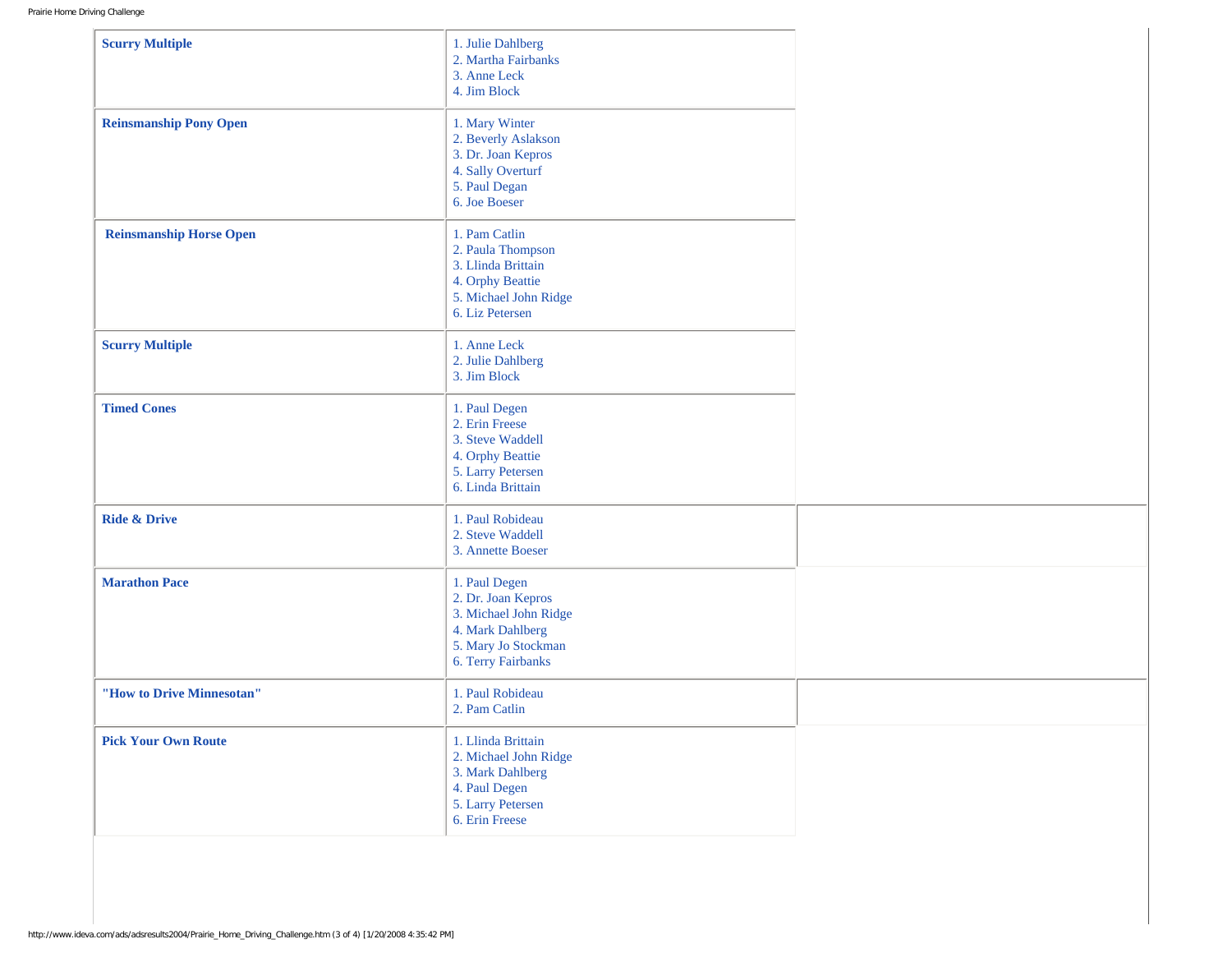| | |
|---|---|
| **Scurry Multiple** | 1. Julie Dahlberg<br>2. Martha Fairbanks<br>3. Anne Leck<br>4. Jim Block |
| **Reinsmanship Pony Open** | 1. Mary Winter<br>2. Beverly Aslakson<br>3. Dr. Joan Kepros<br>4. Sally Overturf<br>5. Paul Degan<br>6. Joe Boeser |
| **Reinsmanship Horse Open** | 1. Pam Catlin<br>2. Paula Thompson<br>3. Llinda Brittain<br>4. Orphy Beattie<br>5. Michael John Ridge<br>6. Liz Petersen |
| **Scurry Multiple** | 1. Anne Leck<br>2. Julie Dahlberg<br>3. Jim Block |
| **Timed Cones** | 1. Paul Degen<br>2. Erin Freese<br>3. Steve Waddell<br>4. Orphy Beattie<br>5. Larry Petersen<br>6. Linda Brittain |
| **Ride & Drive** | 1. Paul Robideau<br>2. Steve Waddell<br>3. Annette Boeser |
| **Marathon Pace** | 1. Paul Degen<br>2. Dr. Joan Kepros<br>3. Michael John Ridge<br>4. Mark Dahlberg<br>5. Mary Jo Stockman<br>6. Terry Fairbanks |
| **"How to Drive Minnesotan"** | 1. Paul Robideau<br>2. Pam Catlin |
| **Pick Your Own Route** | 1. Llinda Brittain<br>2. Michael John Ridge<br>3. Mark Dahlberg<br>4. Paul Degen<br>5. Larry Petersen<br>6. Erin Freese |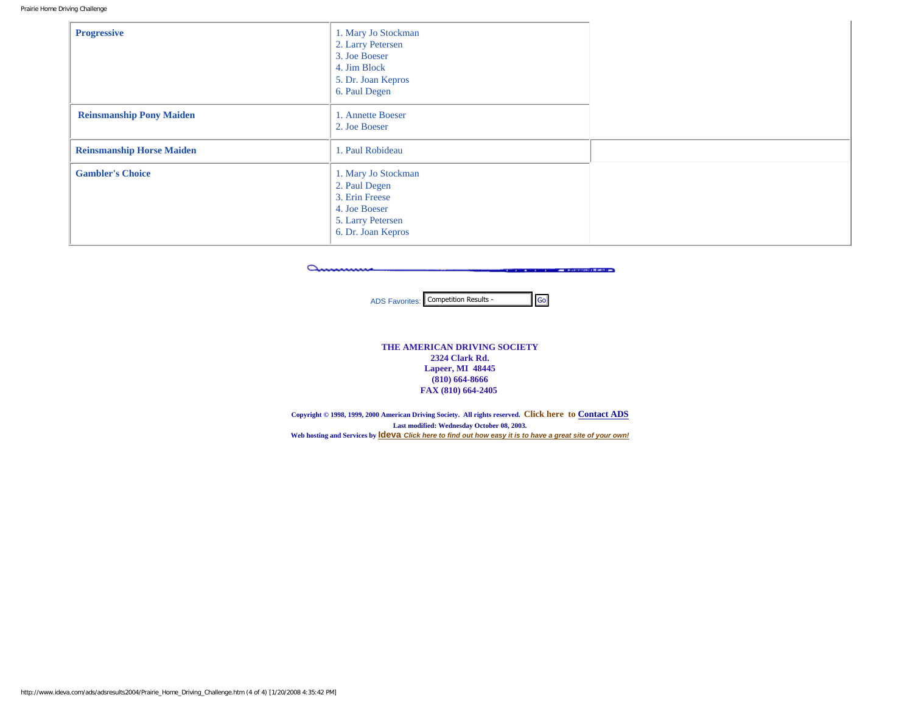| | | |
|---|---|---|
| **Progressive** | 1. Mary Jo Stockman<br>2. Larry Petersen<br>3. Joe Boeser<br>4. Jim Block<br>5. Dr. Joan Kepros<br>6. Paul Degen | |
| **Reinsmanship Pony Maiden** | 1. Annette Boeser<br>2. Joe Boeser | |
| **Reinsmanship Horse Maiden** | 1. Paul Robideau | |
| **Gambler's Choice** | 1. Mary Jo Stockman<br>2. Paul Degen<br>3. Erin Freese<br>4. Joe Boeser<br>5. Larry Petersen<br>6. Dr. Joan Kepros | |

ADS Favorites: Competition Results - Go

**THE AMERICAN DRIVING SOCIETY**
**2324 Clark Rd.**
**Lapeer, MI 48445**
**(810) 664-8666**
**FAX (810) 664-2405**

**Copyright © 1998, 1999, 2000 American Driving Society. All rights reserved. Click here to Contact ADS**
**Last modified: Wednesday October 08, 2003.**
**Web hosting and Services by Ideva *Click here to find out how easy it is to have a great site of your own!***